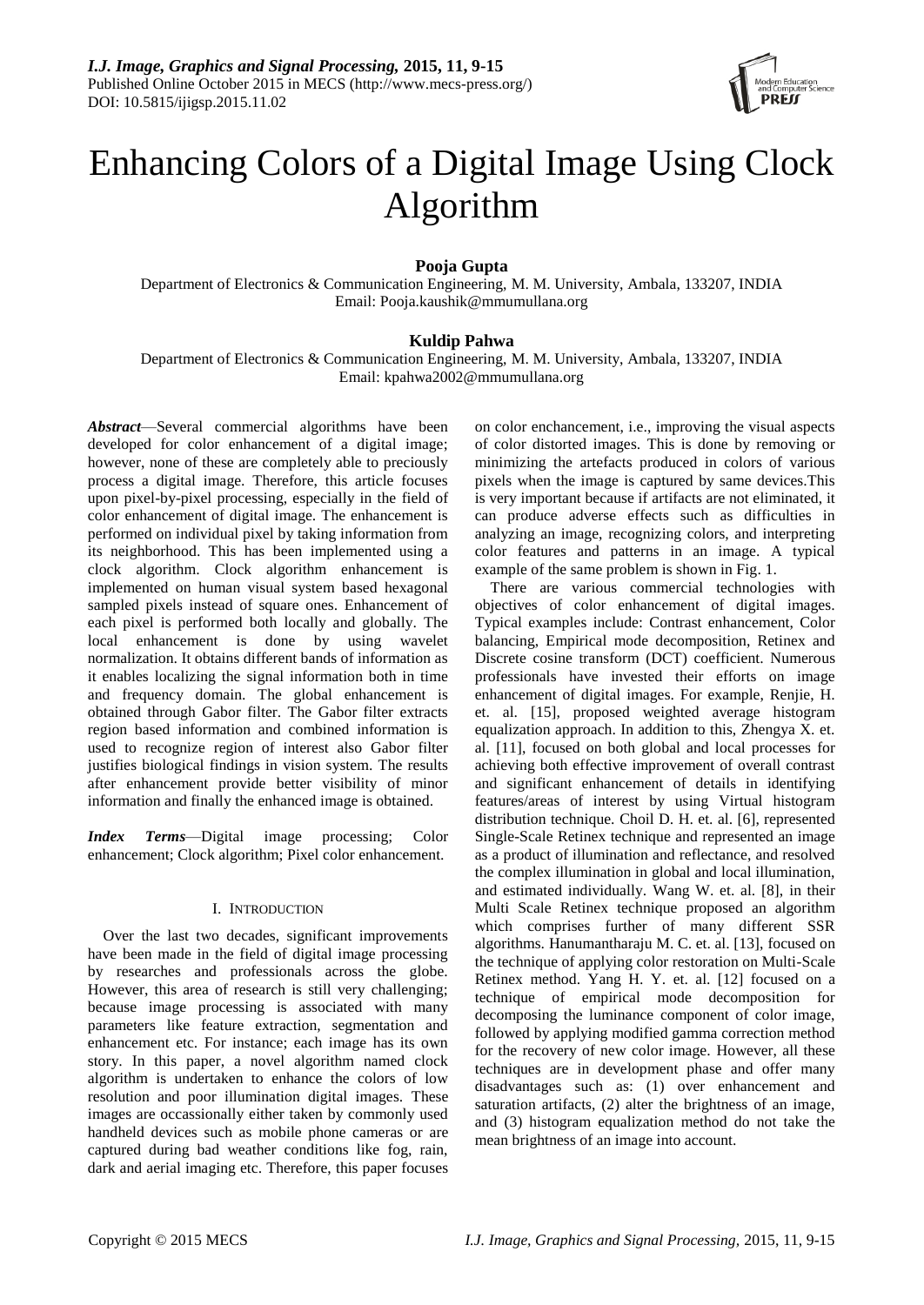# Enhancing Colors of a Digital Image Using Clock Algorithm

**Pooja Gupta**

Department of Electronics & Communication Engineering, M. M. University, Ambala, 133207, INDIA
Email: Pooja.kaushik@mmumullana.org

**Kuldip Pahwa**

Department of Electronics & Communication Engineering, M. M. University, Ambala, 133207, INDIA
Email: kpahwa2002@mmumullana.org

***Abstract*****—**Several commercial algorithms have been developed for color enhancement of a digital image; however, none of these are completely able to preciously process a digital image. Therefore, this article focuses upon pixel-by-pixel processing, especially in the field of color enhancement of digital image. The enhancement is performed on individual pixel by taking information from its neighborhood. This has been implemented using a clock algorithm. Clock algorithm enhancement is implemented on human visual system based hexagonal sampled pixels instead of square ones. Enhancement of each pixel is performed both locally and globally. The local enhancement is done by using wavelet normalization. It obtains different bands of information as it enables localizing the signal information both in time and frequency domain. The global enhancement is obtained through Gabor filter. The Gabor filter extracts region based information and combined information is used to recognize region of interest also Gabor filter justifies biological findings in vision system. The results after enhancement provide better visibility of minor information and finally the enhanced image is obtained.

***Index Terms*****—**Digital image processing; Color enhancement; Clock algorithm; Pixel color enhancement.

## I. INTRODUCTION

Over the last two decades, significant improvements have been made in the field of digital image processing by researches and professionals across the globe. However, this area of research is still very challenging; because image processing is associated with many parameters like feature extraction, segmentation and enhancement etc. For instance; each image has its own story. In this paper, a novel algorithm named clock algorithm is undertaken to enhance the colors of low resolution and poor illumination digital images. These images are occassionally either taken by commonly used handheld devices such as mobile phone cameras or are captured during bad weather conditions like fog, rain, dark and aerial imaging etc. Therefore, this paper focuses on color enchancement, i.e., improving the visual aspects of color distorted images. This is done by removing or minimizing the artefacts produced in colors of various pixels when the image is captured by same devices.This is very important because if artifacts are not eliminated, it can produce adverse effects such as difficulties in analyzing an image, recognizing colors, and interpreting color features and patterns in an image. A typical example of the same problem is shown in Fig. 1.

There are various commercial technologies with objectives of color enhancement of digital images. Typical examples include: Contrast enhancement, Color balancing, Empirical mode decomposition, Retinex and Discrete cosine transform (DCT) coefficient. Numerous professionals have invested their efforts on image enhancement of digital images. For example, Renjie, H. et. al. [15], proposed weighted average histogram equalization approach. In addition to this, Zhengya X. et. al. [11], focused on both global and local processes for achieving both effective improvement of overall contrast and significant enhancement of details in identifying features/areas of interest by using Virtual histogram distribution technique. Choil D. H. et. al. [6], represented Single-Scale Retinex technique and represented an image as a product of illumination and reflectance, and resolved the complex illumination in global and local illumination, and estimated individually. Wang W. et. al. [8], in their Multi Scale Retinex technique proposed an algorithm which comprises further of many different SSR algorithms. Hanumantharaju M. C. et. al. [13], focused on the technique of applying color restoration on Multi-Scale Retinex method. Yang H. Y. et. al. [12] focused on a technique of empirical mode decomposition for decomposing the luminance component of color image, followed by applying modified gamma correction method for the recovery of new color image. However, all these techniques are in development phase and offer many disadvantages such as: (1) over enhancement and saturation artifacts, (2) alter the brightness of an image, and (3) histogram equalization method do not take the mean brightness of an image into account.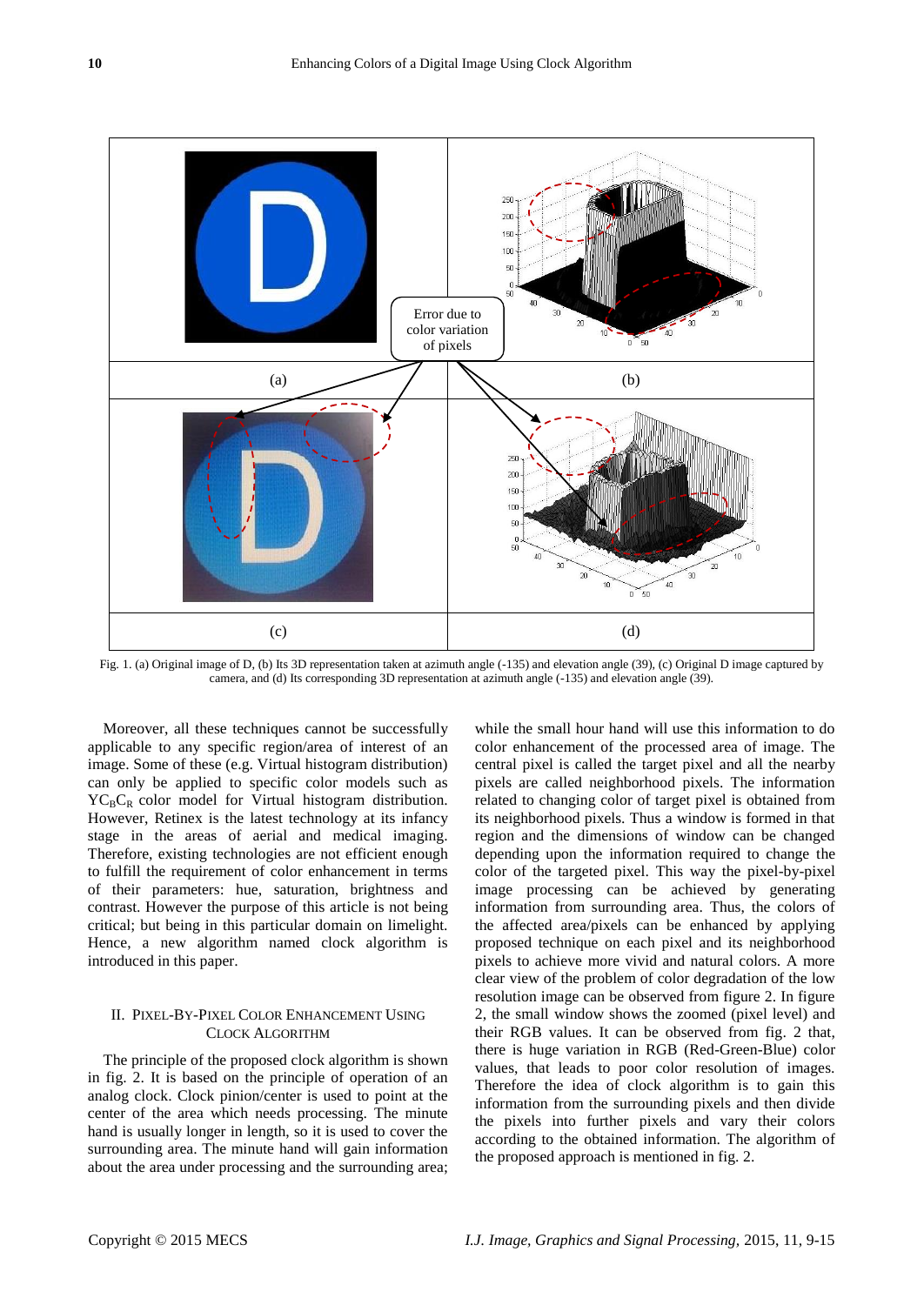Fig. 1. (a) Original image of D, (b) Its 3D representation taken at azimuth angle (-135) and elevation angle (39), (c) Original D image captured by camera, and (d) Its corresponding 3D representation at azimuth angle (-135) and elevation angle (39).

Moreover, all these techniques cannot be successfully applicable to any specific region/area of interest of an image. Some of these (e.g. Virtual histogram distribution) can only be applied to specific color models such as $YC_BC_R$ color model for Virtual histogram distribution. However, Retinex is the latest technology at its infancy stage in the areas of aerial and medical imaging. Therefore, existing technologies are not efficient enough to fulfill the requirement of color enhancement in terms of their parameters: hue, saturation, brightness and contrast. However the purpose of this article is not being critical; but being in this particular domain on limelight. Hence, a new algorithm named clock algorithm is introduced in this paper.

## II. Pixel-By-Pixel Color Enhancement Using Clock Algorithm

The principle of the proposed clock algorithm is shown in fig. 2. It is based on the principle of operation of an analog clock. Clock pinion/center is used to point at the center of the area which needs processing. The minute hand is usually longer in length, so it is used to cover the surrounding area. The minute hand will gain information about the area under processing and the surrounding area; while the small hour hand will use this information to do color enhancement of the processed area of image. The central pixel is called the target pixel and all the nearby pixels are called neighborhood pixels. The information related to changing color of target pixel is obtained from its neighborhood pixels. Thus a window is formed in that region and the dimensions of window can be changed depending upon the information required to change the color of the targeted pixel. This way the pixel-by-pixel image processing can be achieved by generating information from surrounding area. Thus, the colors of the affected area/pixels can be enhanced by applying proposed technique on each pixel and its neighborhood pixels to achieve more vivid and natural colors. A more clear view of the problem of color degradation of the low resolution image can be observed from figure 2. In figure 2, the small window shows the zoomed (pixel level) and their RGB values. It can be observed from fig. 2 that, there is huge variation in RGB (Red-Green-Blue) color values, that leads to poor color resolution of images. Therefore the idea of clock algorithm is to gain this information from the surrounding pixels and then divide the pixels into further pixels and vary their colors according to the obtained information. The algorithm of the proposed approach is mentioned in fig. 2.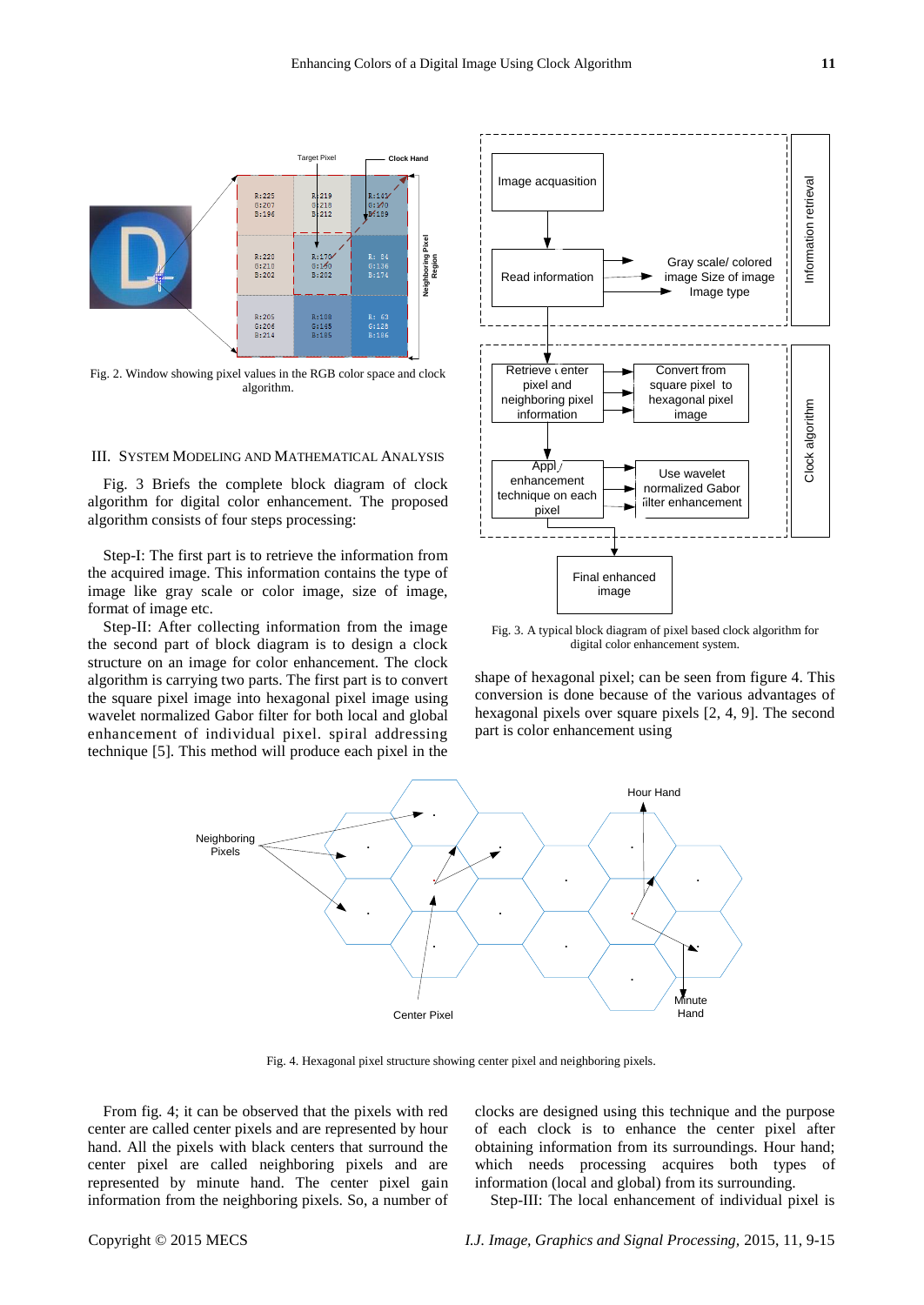Fig. 2. Window showing pixel values in the RGB color space and clock algorithm.

## III. System Modeling and Mathematical Analysis

Fig. 3 Briefs the complete block diagram of clock algorithm for digital color enhancement. The proposed algorithm consists of four steps processing:

Step-I: The first part is to retrieve the information from the acquired image. This information contains the type of image like gray scale or color image, size of image, format of image etc.

Step-II: After collecting information from the image the second part of block diagram is to design a clock structure on an image for color enhancement. The clock algorithm is carrying two parts. The first part is to convert the square pixel image into hexagonal pixel image using wavelet normalized Gabor filter for both local and global enhancement of individual pixel. spiral addressing technique [5]. This method will produce each pixel in the shape of hexagonal pixel; can be seen from figure 4. This conversion is done because of the various advantages of hexagonal pixels over square pixels [2, 4, 9]. The second part is color enhancement using

Fig. 3. A typical block diagram of pixel based clock algorithm for digital color enhancement system.

Fig. 4. Hexagonal pixel structure showing center pixel and neighboring pixels.

From fig. 4; it can be observed that the pixels with red center are called center pixels and are represented by hour hand. All the pixels with black centers that surround the center pixel are called neighboring pixels and are represented by minute hand. The center pixel gain information from the neighboring pixels. So, a number of clocks are designed using this technique and the purpose of each clock is to enhance the center pixel after obtaining information from its surroundings. Hour hand; which needs processing acquires both types of information (local and global) from its surrounding.

Step-III: The local enhancement of individual pixel is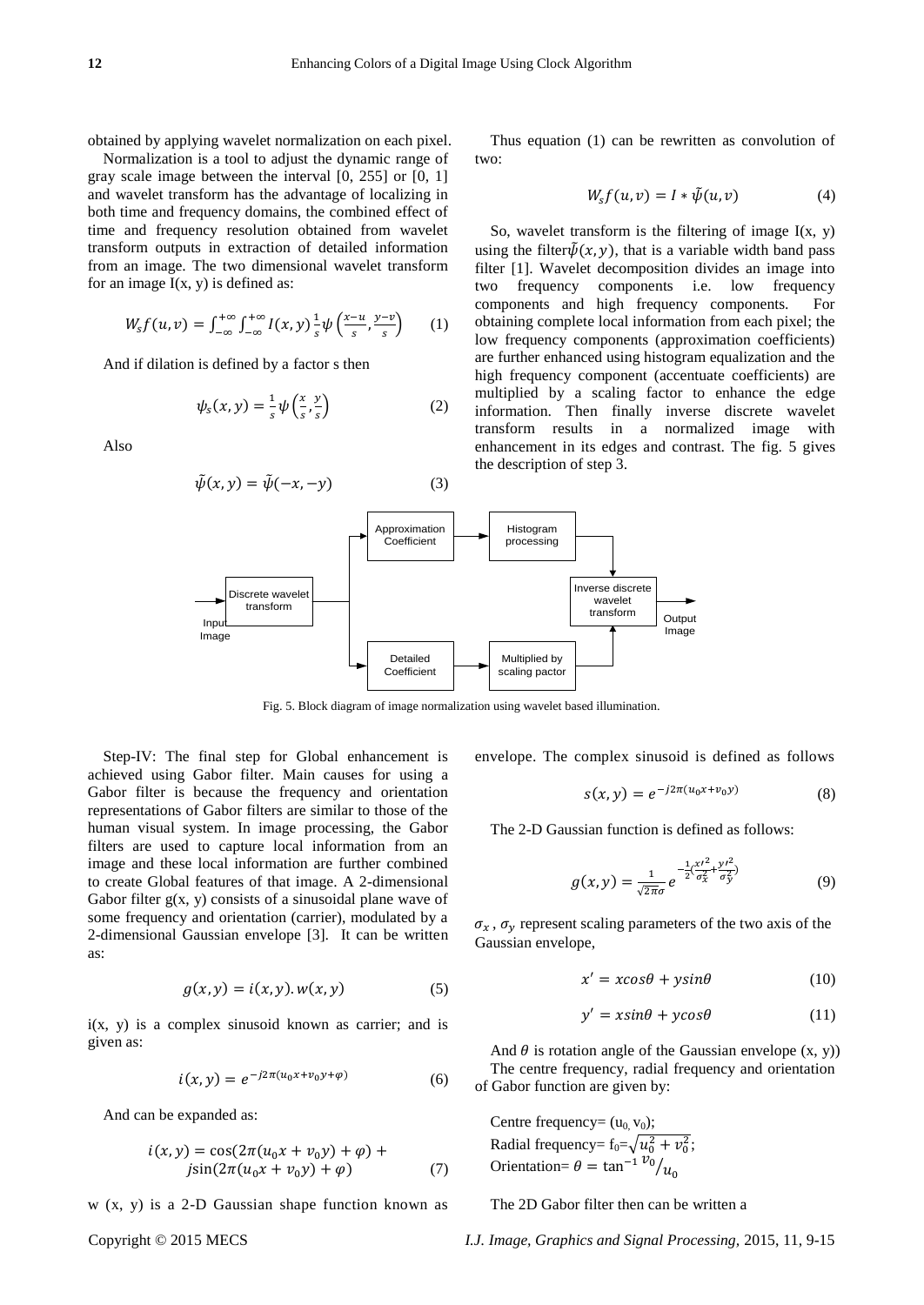obtained by applying wavelet normalization on each pixel.

Normalization is a tool to adjust the dynamic range of gray scale image between the interval [0, 255] or [0, 1] and wavelet transform has the advantage of localizing in both time and frequency domains, the combined effect of time and frequency resolution obtained from wavelet transform outputs in extraction of detailed information from an image. The two dimensional wavelet transform for an image I(x, y) is defined as:

$$W_s f(u,v) = \int_{-\infty}^{+\infty}\int_{-\infty}^{+\infty} I(x,y)\frac{1}{s}\psi\left(\frac{x-u}{s},\frac{y-v}{s}\right) \quad (1)$$

And if dilation is defined by a factor s then

$$\psi_s(x,y) = \frac{1}{s}\psi\left(\frac{x}{s},\frac{y}{s}\right) \quad (2)$$

Also

$$\tilde{\psi}(x,y) = \tilde{\psi}(-x,-y) \quad (3)$$

Thus equation (1) can be rewritten as convolution of two:

$$W_s f(u,v) = I * \tilde{\psi}(u,v) \quad (4)$$

So, wavelet transform is the filtering of image I(x, y) using the filter $\tilde{\psi}(x,y)$, that is a variable width band pass filter [1]. Wavelet decomposition divides an image into two frequency components i.e. low frequency components and high frequency components. For obtaining complete local information from each pixel; the low frequency components (approximation coefficients) are further enhanced using histogram equalization and the high frequency component (accentuate coefficients) are multiplied by a scaling factor to enhance the edge information. Then finally inverse discrete wavelet transform results in a normalized image with enhancement in its edges and contrast. The fig. 5 gives the description of step 3.

Input Image → Discrete wavelet transform → Approximation Coefficient → Histogram processing → Inverse discrete wavelet transform → Output Image

Discrete wavelet transform → Detailed Coefficient → Multiplied by scaling pactor → Inverse discrete wavelet transform

Fig. 5. Block diagram of image normalization using wavelet based illumination.

Step-IV: The final step for Global enhancement is achieved using Gabor filter. Main causes for using a Gabor filter is because the frequency and orientation representations of Gabor filters are similar to those of the human visual system. In image processing, the Gabor filters are used to capture local information from an image and these local information are further combined to create Global features of that image. A 2-dimensional Gabor filter g(x, y) consists of a sinusoidal plane wave of some frequency and orientation (carrier), modulated by a 2-dimensional Gaussian envelope [3]. It can be written as:

$$g(x,y) = i(x,y).w(x,y) \quad (5)$$

i(x, y) is a complex sinusoid known as carrier; and is given as:

$$i(x,y) = e^{-j2\pi(u_0x+v_0y+\varphi)} \quad (6)$$

And can be expanded as:

$$i(x,y) = \cos(2\pi(u_0x+v_0y)+\varphi) + j\sin(2\pi(u_0x+v_0y)+\varphi) \quad (7)$$

w (x, y) is a 2-D Gaussian shape function known as envelope. The complex sinusoid is defined as follows

$$s(x,y) = e^{-j2\pi(u_0x+v_0y)} \quad (8)$$

The 2-D Gaussian function is defined as follows:

$$g(x,y) = \frac{1}{\sqrt{2\pi}\sigma}e^{-\frac{1}{2}\left(\frac{x'^2}{\sigma_x^2}+\frac{y'^2}{\sigma_y^2}\right)} \quad (9)$$

$\sigma_x$ , $\sigma_y$ represent scaling parameters of the two axis of the Gaussian envelope,

$$x' = x\cos\theta + y\sin\theta \quad (10)$$

$$y' = x\sin\theta + y\cos\theta \quad (11)$$

And $\theta$ is rotation angle of the Gaussian envelope (x, y))

The centre frequency, radial frequency and orientation of Gabor function are given by:

Centre frequency= $(u_0, v_0)$;
Radial frequency= $f_0=\sqrt{u_0^2+v_0^2}$;
Orientation= $\theta = \tan^{-1} {v_0}/{u_0}$

The 2D Gabor filter then can be written a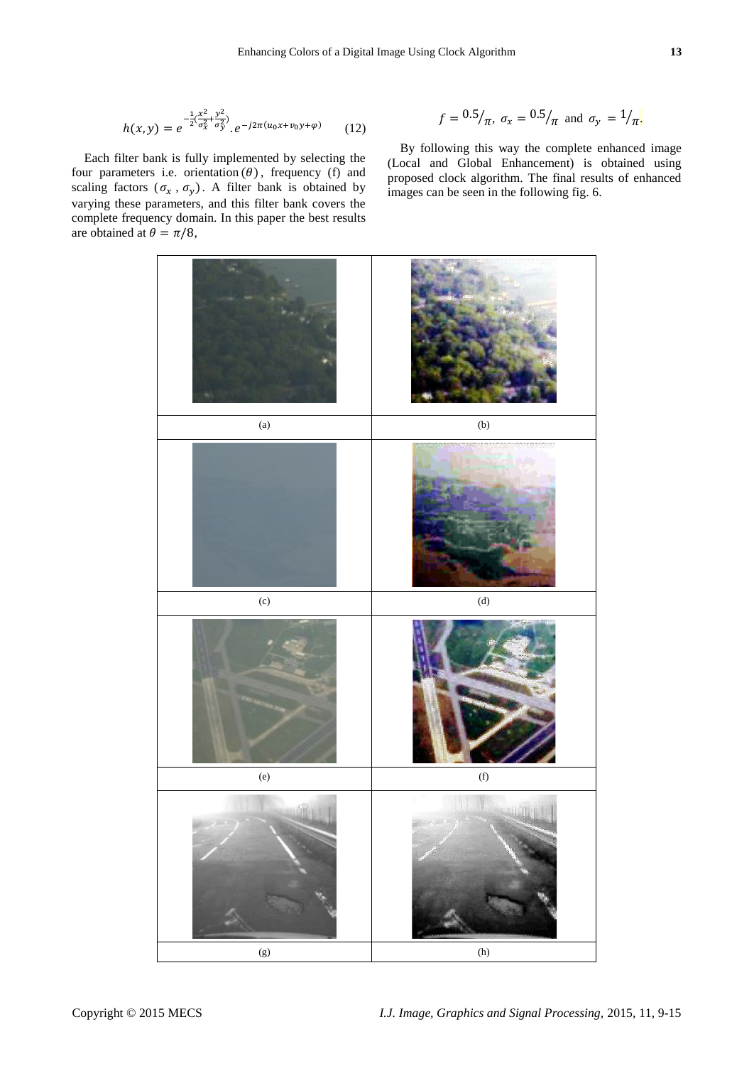$$h(x,y) = e^{-\frac{1}{2}(\frac{x^2}{\sigma_x^2}+\frac{y^2}{\sigma_y^2})} . e^{-j2\pi(u_0x+v_0y+\varphi)} \quad (12)$$

Each filter bank is fully implemented by selecting the four parameters i.e. orientation $(\theta)$, frequency (f) and scaling factors $(\sigma_x, \sigma_y)$. A filter bank is obtained by varying these parameters, and this filter bank covers the complete frequency domain. In this paper the best results are obtained at $\theta = \pi/8$,

$$f = {}^{0.5}/_{\pi},\ \sigma_x = {}^{0.5}/_{\pi} \text{ and } \sigma_y = {}^{1}/_{\pi}.$$

By following this way the complete enhanced image (Local and Global Enhancement) is obtained using proposed clock algorithm. The final results of enhanced images can be seen in the following fig. 6.

| (a) | (b) |
|---|---|
| (c) | (d) |
| (e) | (f) |
| (g) | (h) |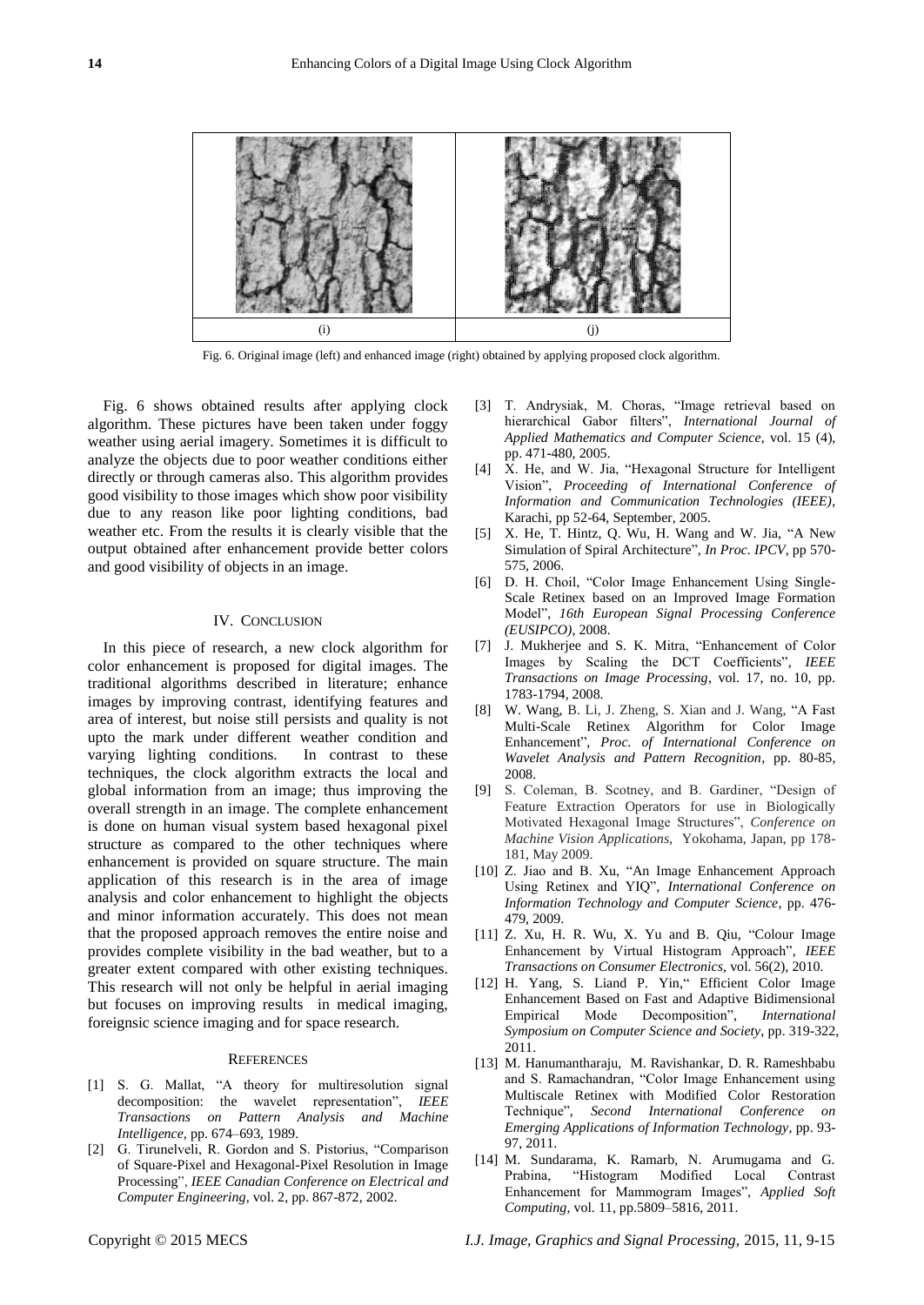| (i) | (j) |
|---|---|

Fig. 6. Original image (left) and enhanced image (right) obtained by applying proposed clock algorithm.

Fig. 6 shows obtained results after applying clock algorithm. These pictures have been taken under foggy weather using aerial imagery. Sometimes it is difficult to analyze the objects due to poor weather conditions either directly or through cameras also. This algorithm provides good visibility to those images which show poor visibility due to any reason like poor lighting conditions, bad weather etc. From the results it is clearly visible that the output obtained after enhancement provide better colors and good visibility of objects in an image.

## IV. Conclusion

In this piece of research, a new clock algorithm for color enhancement is proposed for digital images. The traditional algorithms described in literature; enhance images by improving contrast, identifying features and area of interest, but noise still persists and quality is not upto the mark under different weather condition and varying lighting conditions. In contrast to these techniques, the clock algorithm extracts the local and global information from an image; thus improving the overall strength in an image. The complete enhancement is done on human visual system based hexagonal pixel structure as compared to the other techniques where enhancement is provided on square structure. The main application of this research is in the area of image analysis and color enhancement to highlight the objects and minor information accurately. This does not mean that the proposed approach removes the entire noise and provides complete visibility in the bad weather, but to a greater extent compared with other existing techniques. This research will not only be helpful in aerial imaging but focuses on improving results in medical imaging, foreignsic science imaging and for space research.

## References

[1] S. G. Mallat, "A theory for multiresolution signal decomposition: the wavelet representation", *IEEE Transactions on Pattern Analysis and Machine Intelligence*, pp. 674–693, 1989.

[2] G. Tirunelveli, R. Gordon and S. Pistorius, "Comparison of Square-Pixel and Hexagonal-Pixel Resolution in Image Processing", *IEEE Canadian Conference on Electrical and Computer Engineering*, vol. 2, pp. 867-872, 2002.

[3] T. Andrysiak, M. Choras, "Image retrieval based on hierarchical Gabor filters", *International Journal of Applied Mathematics and Computer Science*, vol. 15 (4), pp. 471-480, 2005.

[4] X. He, and W. Jia, "Hexagonal Structure for Intelligent Vision", *Proceeding of International Conference of Information and Communication Technologies (IEEE)*, Karachi, pp 52-64, September, 2005.

[5] X. He, T. Hintz, Q. Wu, H. Wang and W. Jia, "A New Simulation of Spiral Architecture", *In Proc. IPCV*, pp 570-575, 2006.

[6] D. H. Choil, "Color Image Enhancement Using Single-Scale Retinex based on an Improved Image Formation Model", *16th European Signal Processing Conference (EUSIPCO)*, 2008.

[7] J. Mukherjee and S. K. Mitra, "Enhancement of Color Images by Scaling the DCT Coefficients", *IEEE Transactions on Image Processing*, vol. 17, no. 10, pp. 1783-1794, 2008.

[8] W. Wang, B. Li, J. Zheng, S. Xian and J. Wang, "A Fast Multi-Scale Retinex Algorithm for Color Image Enhancement", *Proc. of International Conference on Wavelet Analysis and Pattern Recognition*, pp. 80-85, 2008.

[9] S. Coleman, B. Scotney, and B. Gardiner, "Design of Feature Extraction Operators for use in Biologically Motivated Hexagonal Image Structures", *Conference on Machine Vision Applications*, Yokohama, Japan, pp 178-181, May 2009.

[10] Z. Jiao and B. Xu, "An Image Enhancement Approach Using Retinex and YIQ", *International Conference on Information Technology and Computer Science*, pp. 476-479, 2009.

[11] Z. Xu, H. R. Wu, X. Yu and B. Qiu, "Colour Image Enhancement by Virtual Histogram Approach", *IEEE Transactions on Consumer Electronics*, vol. 56(2), 2010.

[12] H. Yang, S. Liand P. Yin," Efficient Color Image Enhancement Based on Fast and Adaptive Bidimensional Empirical Mode Decomposition", *International Symposium on Computer Science and Society*, pp. 319-322, 2011.

[13] M. Hanumantharaju, M. Ravishankar, D. R. Rameshbabu and S. Ramachandran, "Color Image Enhancement using Multiscale Retinex with Modified Color Restoration Technique", *Second International Conference on Emerging Applications of Information Technology*, pp. 93-97, 2011.

[14] M. Sundarama, K. Ramarb, N. Arumugama and G. Prabina, "Histogram Modified Local Contrast Enhancement for Mammogram Images", *Applied Soft Computing*, vol. 11, pp.5809–5816, 2011.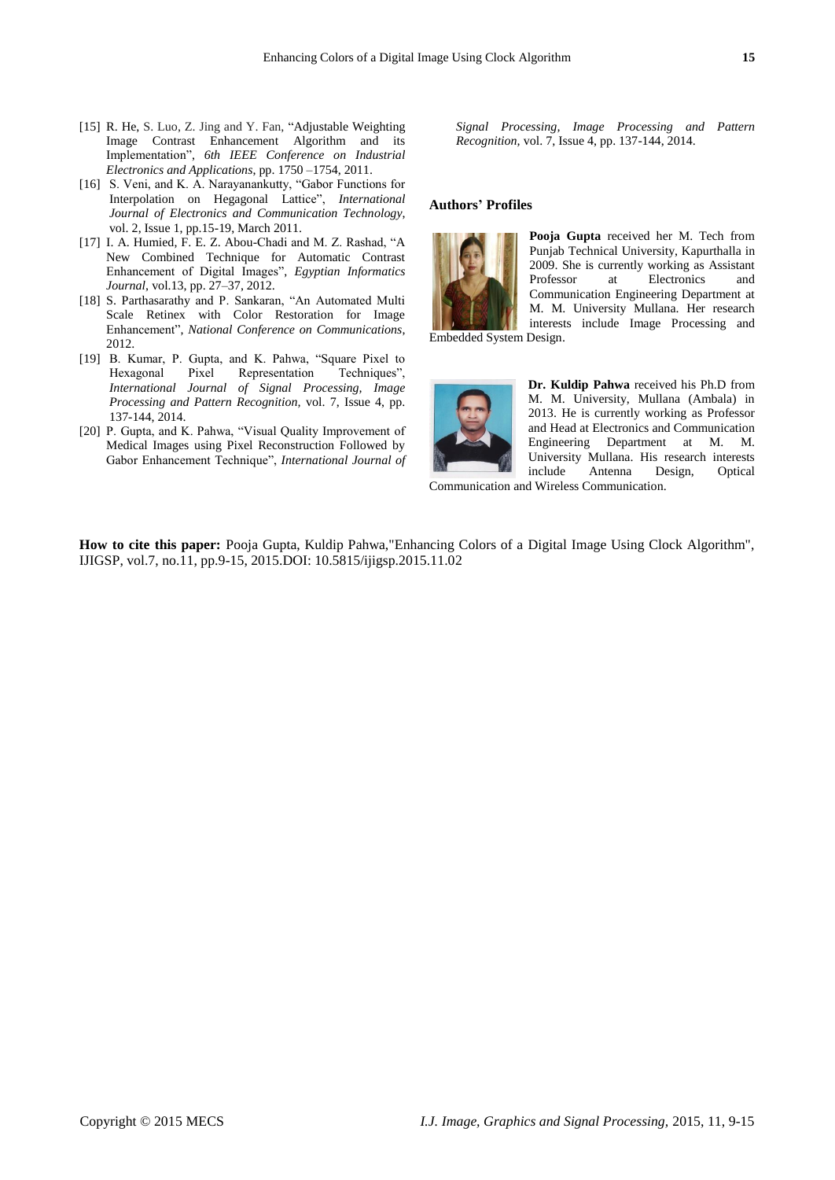[15] R. He, S. Luo, Z. Jing and Y. Fan, "Adjustable Weighting Image Contrast Enhancement Algorithm and its Implementation", *6th IEEE Conference on Industrial Electronics and Applications*, pp. 1750 –1754, 2011.

[16] S. Veni, and K. A. Narayanankutty, "Gabor Functions for Interpolation on Hegagonal Lattice", *International Journal of Electronics and Communication Technology*, vol. 2, Issue 1, pp.15-19, March 2011.

[17] I. A. Humied, F. E. Z. Abou-Chadi and M. Z. Rashad, "A New Combined Technique for Automatic Contrast Enhancement of Digital Images", *Egyptian Informatics Journal*, vol.13, pp. 27–37, 2012.

[18] S. Parthasarathy and P. Sankaran, "An Automated Multi Scale Retinex with Color Restoration for Image Enhancement", *National Conference on Communications*, 2012.

[19] B. Kumar, P. Gupta, and K. Pahwa, "Square Pixel to Hexagonal Pixel Representation Techniques", *International Journal of Signal Processing, Image Processing and Pattern Recognition*, vol. 7, Issue 4, pp. 137-144, 2014.

[20] P. Gupta, and K. Pahwa, "Visual Quality Improvement of Medical Images using Pixel Reconstruction Followed by Gabor Enhancement Technique", *International Journal of Signal Processing, Image Processing and Pattern Recognition*, vol. 7, Issue 4, pp. 137-144, 2014.

## Authors' Profiles

**Pooja Gupta** received her M. Tech from Punjab Technical University, Kapurthalla in 2009. She is currently working as Assistant Professor at Electronics and Communication Engineering Department at M. M. University Mullana. Her research interests include Image Processing and Embedded System Design.

**Dr. Kuldip Pahwa** received his Ph.D from M. M. University, Mullana (Ambala) in 2013. He is currently working as Professor and Head at Electronics and Communication Engineering Department at M. M. University Mullana. His research interests include Antenna Design, Optical Communication and Wireless Communication.

**How to cite this paper:** Pooja Gupta, Kuldip Pahwa,"Enhancing Colors of a Digital Image Using Clock Algorithm", IJIGSP, vol.7, no.11, pp.9-15, 2015.DOI: 10.5815/ijigsp.2015.11.02